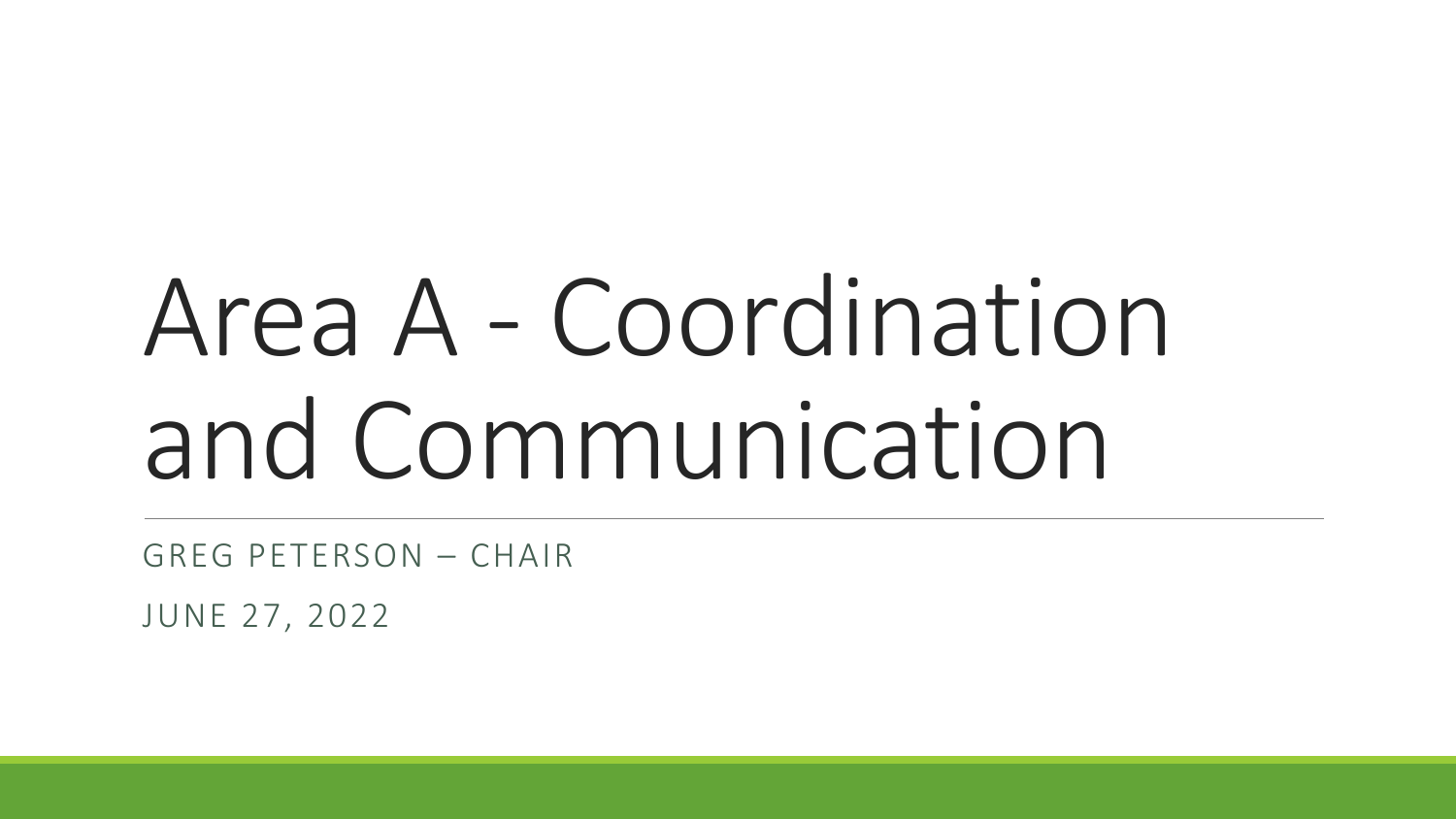# Area A - Coordination and Communication

GREG PETERSON – CHAIR

JUNE 27, 2022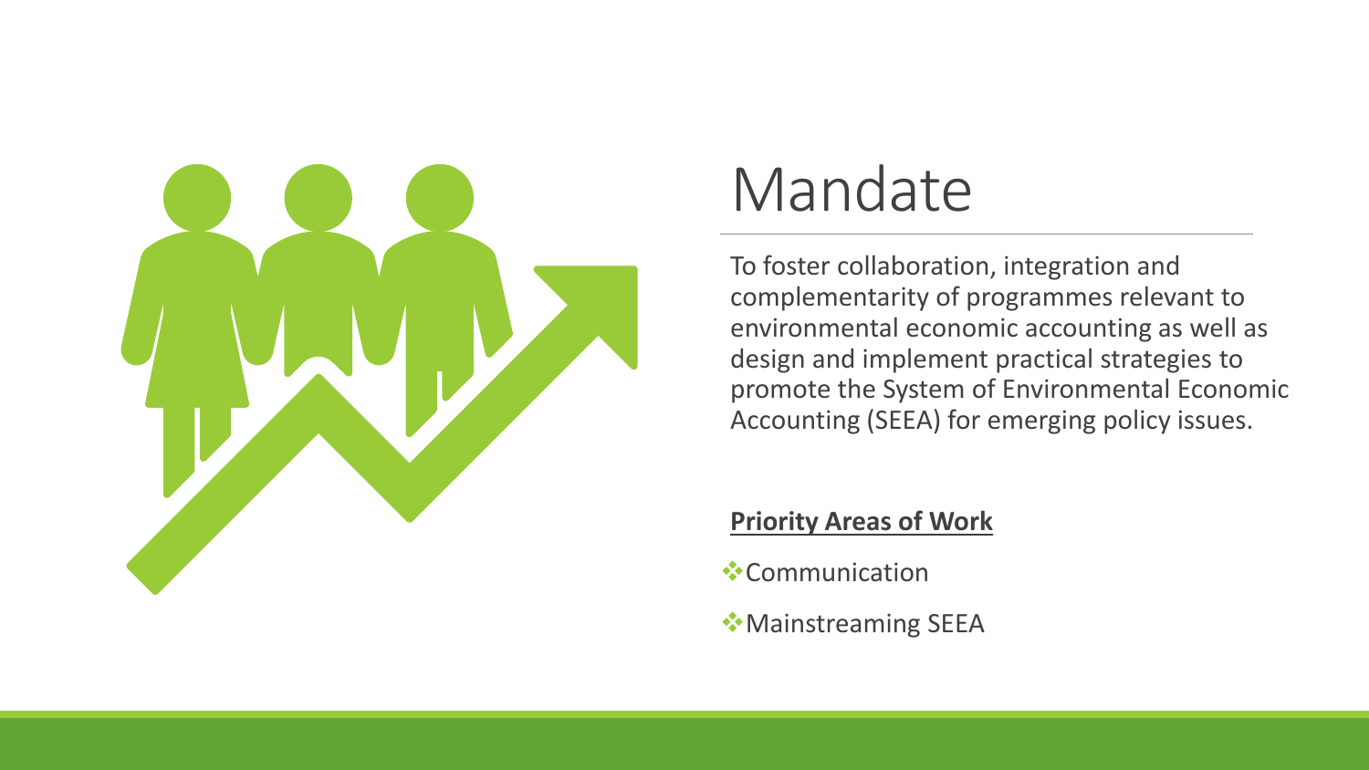# Mandate

To foster collaboration, integration and complementarity of programmes relevant to environmental economic accounting as well as design and implement practical strategies to promote the System of Environmental Economic Accounting (SEEA) for emerging policy issues.

**Priority Areas of Work**

- Communication
- Mainstreaming SEEA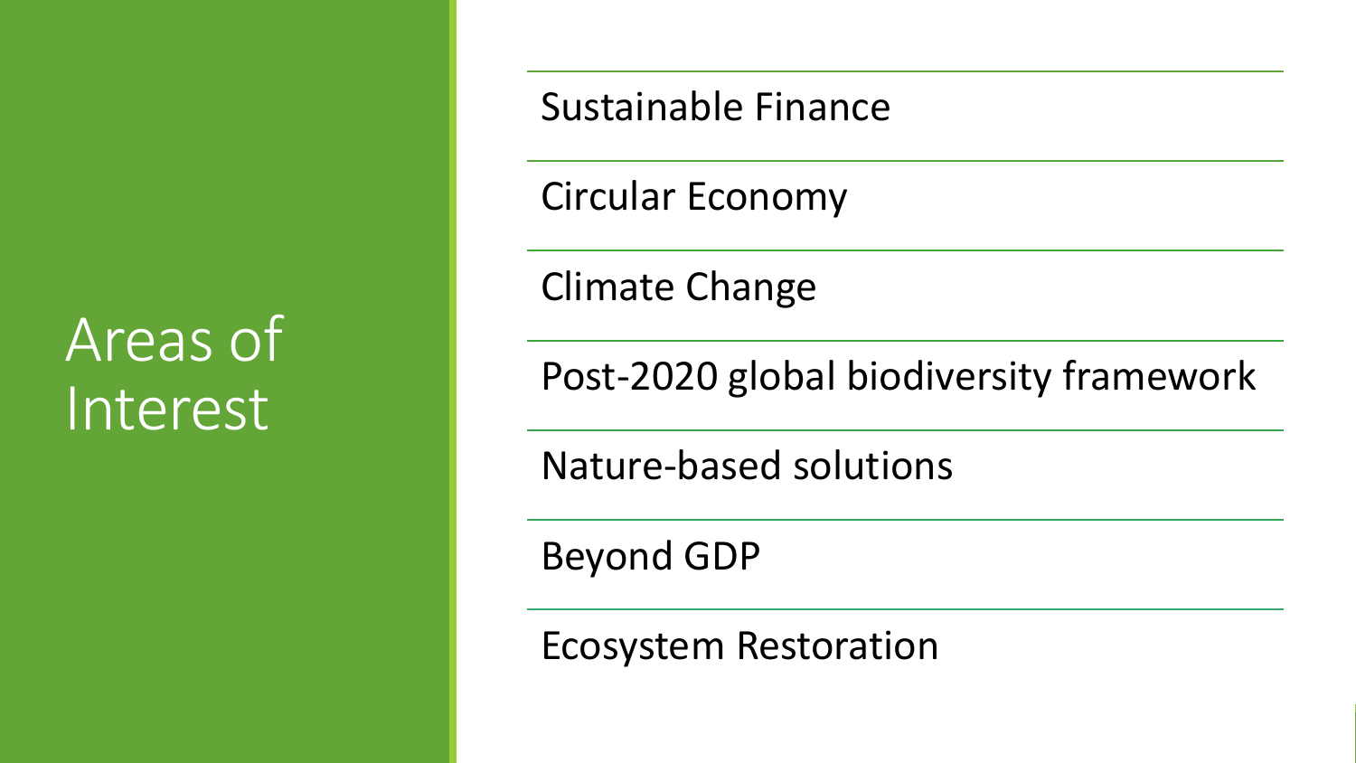# Areas of Interest

- Sustainable Finance
- Circular Economy
- Climate Change
- Post-2020 global biodiversity framework
- Nature-based solutions
- Beyond GDP
- Ecosystem Restoration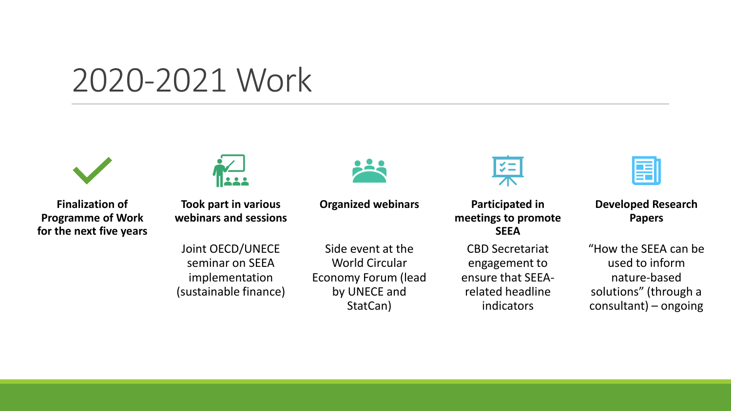# 2020-2021 Work

**Finalization of Programme of Work for the next five years**

**Took part in various webinars and sessions**

Joint OECD/UNECE seminar on SEEA implementation (sustainable finance)

**Organized webinars**

Side event at the World Circular Economy Forum (lead by UNECE and StatCan)

**Participated in meetings to promote SEEA**

CBD Secretariat engagement to ensure that SEEA-related headline indicators

**Developed Research Papers**

"How the SEEA can be used to inform nature-based solutions" (through a consultant) – ongoing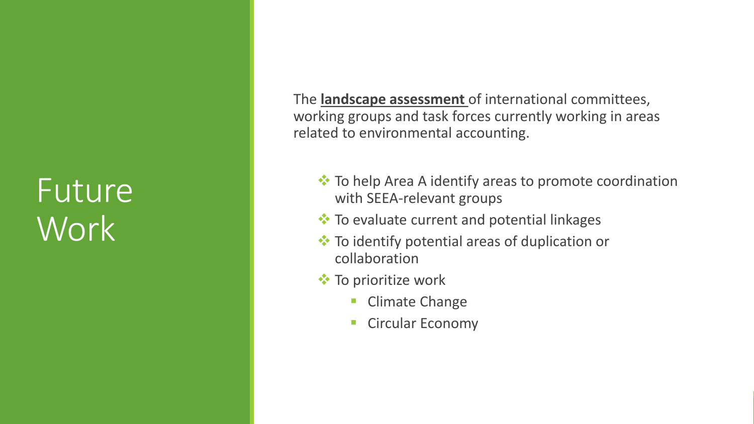# Future Work

The **landscape assessment** of international committees, working groups and task forces currently working in areas related to environmental accounting.

- To help Area A identify areas to promote coordination with SEEA-relevant groups
- To evaluate current and potential linkages
- To identify potential areas of duplication or collaboration
- To prioritize work
  - Climate Change
  - Circular Economy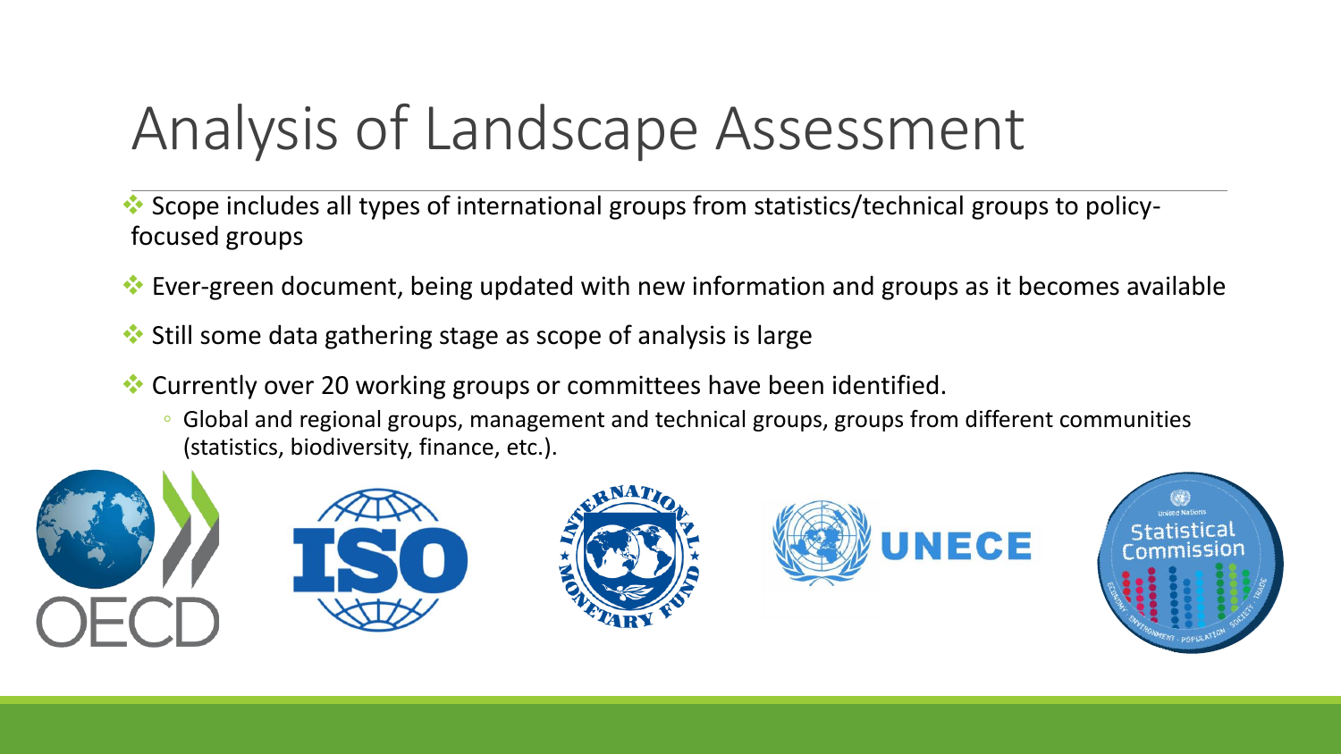# Analysis of Landscape Assessment

- Scope includes all types of international groups from statistics/technical groups to policy-focused groups
- Ever-green document, being updated with new information and groups as it becomes available
- Still some data gathering stage as scope of analysis is large
- Currently over 20 working groups or committees have been identified.
  - Global and regional groups, management and technical groups, groups from different communities (statistics, biodiversity, finance, etc.).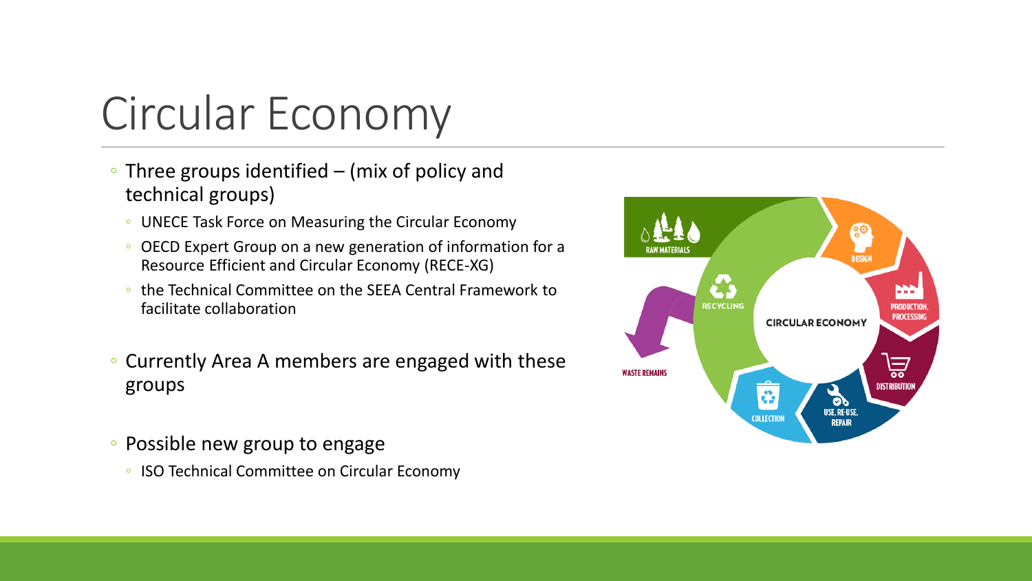# Circular Economy

- Three groups identified – (mix of policy and technical groups)
  - UNECE Task Force on Measuring the Circular Economy
  - OECD Expert Group on a new generation of information for a Resource Efficient and Circular Economy (RECE-XG)
  - the Technical Committee on the SEEA Central Framework to facilitate collaboration
- Currently Area A members are engaged with these groups
- Possible new group to engage
  - ISO Technical Committee on Circular Economy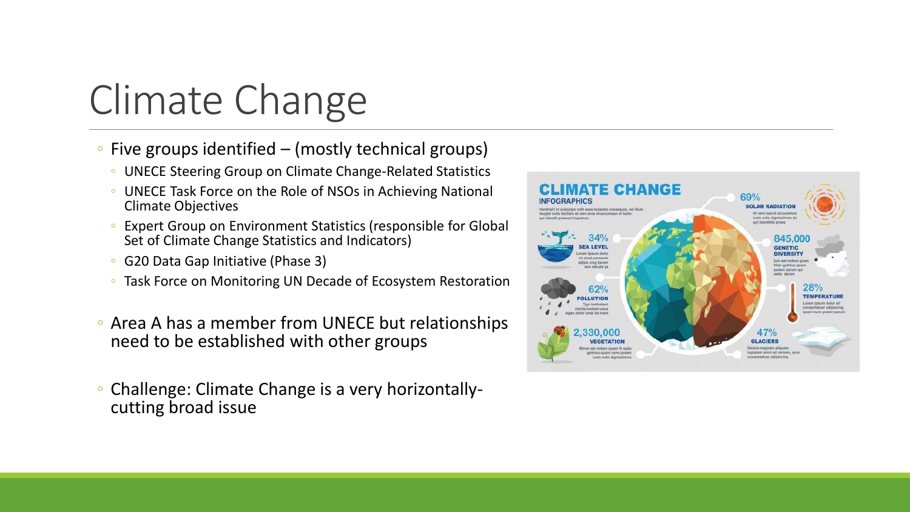# Climate Change

- Five groups identified – (mostly technical groups)
  - UNECE Steering Group on Climate Change-Related Statistics
  - UNECE Task Force on the Role of NSOs in Achieving National Climate Objectives
  - Expert Group on Environment Statistics (responsible for Global Set of Climate Change Statistics and Indicators)
  - G20 Data Gap Initiative (Phase 3)
  - Task Force on Monitoring UN Decade of Ecosystem Restoration
- Area A has a member from UNECE but relationships need to be established with other groups
- Challenge: Climate Change is a very horizontally-cutting broad issue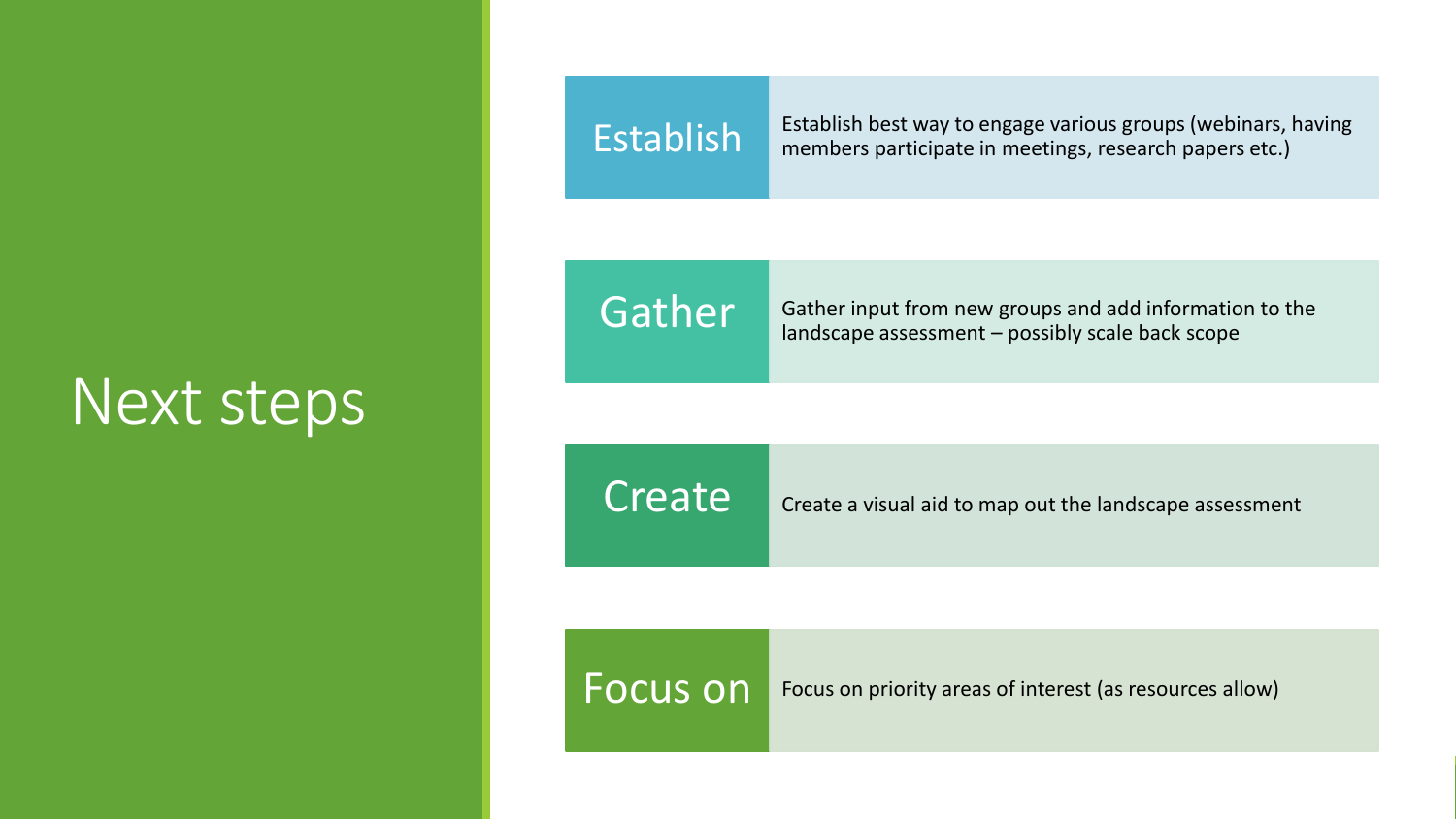# Next steps

- **Establish** — Establish best way to engage various groups (webinars, having members participate in meetings, research papers etc.)
- **Gather** — Gather input from new groups and add information to the landscape assessment – possibly scale back scope
- **Create** — Create a visual aid to map out the landscape assessment
- **Focus on** — Focus on priority areas of interest (as resources allow)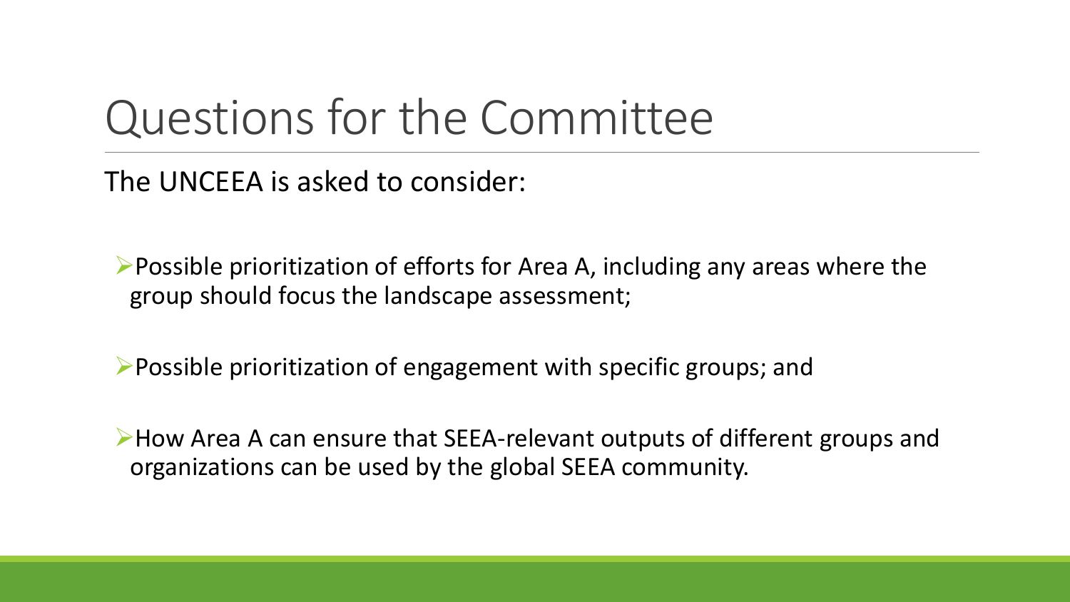# Questions for the Committee

The UNCEEA is asked to consider:

- Possible prioritization of efforts for Area A, including any areas where the group should focus the landscape assessment;

- Possible prioritization of engagement with specific groups; and

- How Area A can ensure that SEEA-relevant outputs of different groups and organizations can be used by the global SEEA community.